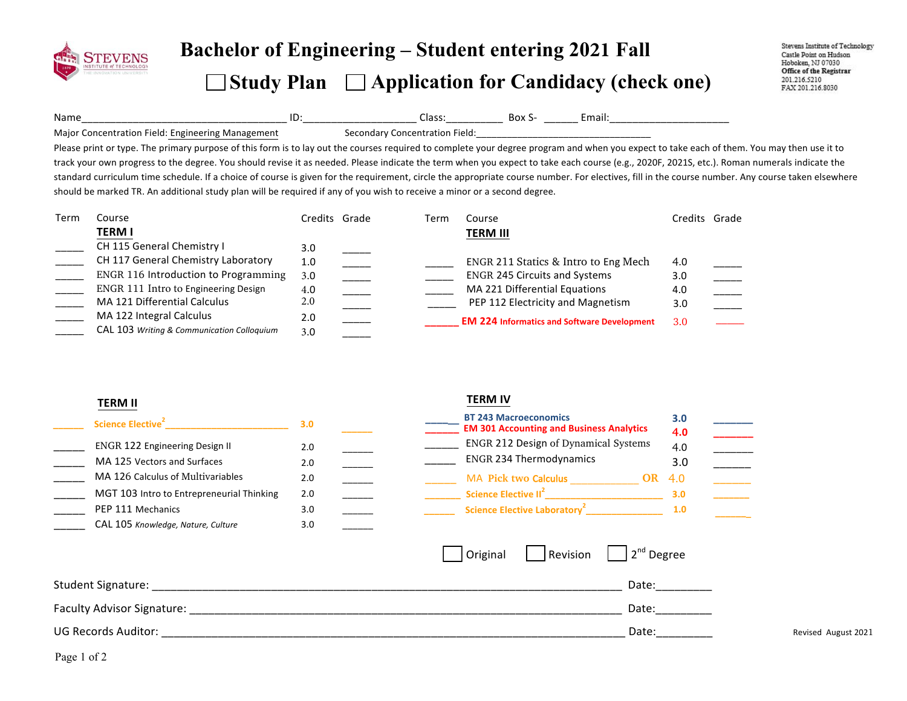# Bachelor of Engineering – Student entering 2021 Fall

☐ Study Plan ☐ Application for Candidacy (check one)

Stevens Institute of Technology
Castle Point on Hudson
Hoboken, NJ 07030
Office of the Registrar
201.216.5210
FAX 201.216.8030

Name_____________________________________ ID:____________________ Class:__________ Box S- ______ Email:______________________

Major Concentration Field: Engineering Management Secondary Concentration Field:___________________________________

Please print or type. The primary purpose of this form is to lay out the courses required to complete your degree program and when you expect to take each of them. You may then use it to track your own progress to the degree. You should revise it as needed. Please indicate the term when you expect to take each course (e.g., 2020F, 2021S, etc.). Roman numerals indicate the standard curriculum time schedule. If a choice of course is given for the requirement, circle the appropriate course number. For electives, fill in the course number. Any course taken elsewhere should be marked TR. An additional study plan will be required if any of you wish to receive a minor or a second degree.

**TERM I**

| Term | Course | Credits | Grade |
|---|---|---|---|
| _____ | CH 115 General Chemistry I | 3.0 | _____ |
| _____ | CH 117 General Chemistry Laboratory | 1.0 | _____ |
| _____ | ENGR 116 Introduction to Programming | 3.0 | _____ |
| _____ | ENGR 111 Intro to Engineering Design | 4.0 | _____ |
| _____ | MA 121 Differential Calculus | 2.0 | _____ |
| _____ | MA 122 Integral Calculus | 2.0 | _____ |
| _____ | CAL 103 *Writing & Communication Colloquium* | 3.0 | _____ |

**TERM II**

| Term | Course | Credits | Grade |
|---|---|---|---|
| _____ | Science Elective[2]________________________ | 3.0 | _____ |
| _____ | ENGR 122 Engineering Design II | 2.0 | _____ |
| _____ | MA 125 Vectors and Surfaces | 2.0 | _____ |
| _____ | MA 126 Calculus of Multivariables | 2.0 | _____ |
| _____ | MGT 103 Intro to Entrepreneurial Thinking | 2.0 | _____ |
| _____ | PEP 111 Mechanics | 3.0 | _____ |
| _____ | CAL 105 *Knowledge, Nature, Culture* | 3.0 | _____ |

**TERM III**

| Term | Course | Credits | Grade |
|---|---|---|---|
| _____ | ENGR 211 Statics & Intro to Eng Mech | 4.0 | _____ |
| _____ | ENGR 245 Circuits and Systems | 3.0 | _____ |
| _____ | MA 221 Differential Equations | 4.0 | _____ |
| _____ | PEP 112 Electricity and Magnetism | 3.0 | _____ |
| _____ | **EM 224** Informatics and Software Development | 3.0 | _____ |

**TERM IV**

| Term | Course | Credits | Grade |
|---|---|---|---|
| _____ | **BT 243 Macroeconomics** | 3.0 | _____ |
| _____ | **EM 301 Accounting and Business Analytics** | 4.0 | _____ |
| _____ | ENGR 212 Design of Dynamical Systems | 4.0 | _____ |
| _____ | ENGR 234 Thermodynamics | 3.0 | _____ |
| _____ | MA Pick two Calculus ____________ OR | 4.0 | _____ |
| _____ | Science Elective II[2]______________________ | 3.0 | _____ |
| _____ | Science Elective Laboratory[2]______________ | 1.0 | _____ |

☐ Original ☐ Revision ☐ 2nd Degree

Student Signature: ______________________________________________________________ Date:_________

Faculty Advisor Signature: ________________________________________________________ Date:_________

UG Records Auditor: _____________________________________________________________ Date:_________

Revised August 2021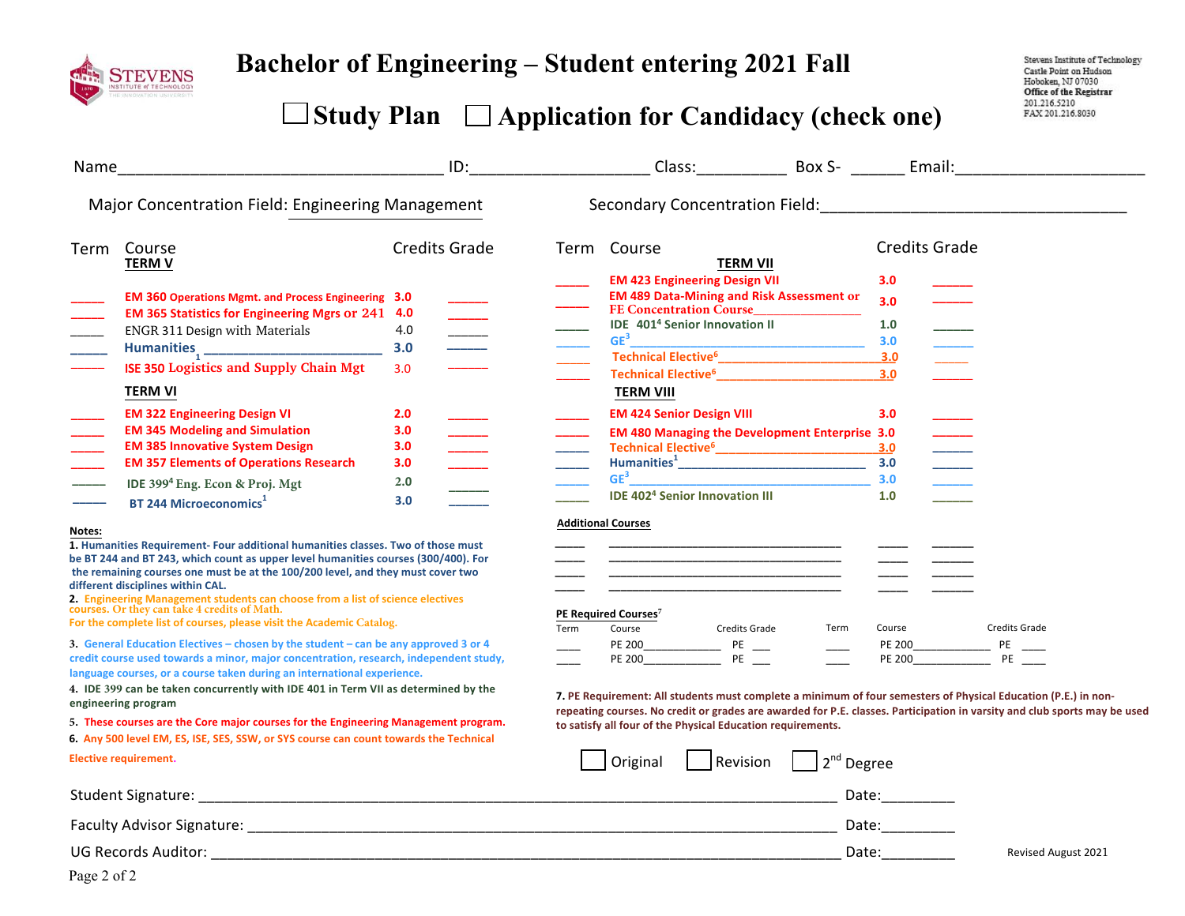# Bachelor of Engineering – Student entering 2021 Fall

Stevens Institute of Technology
Castle Point on Hudson
Hoboken, NJ 07030
Office of the Registrar
201.216.5210
FAX 201.216.8030

☐ Study Plan ☐ Application for Candidacy (check one)

Name_____________________________________ ID:____________________ Class:__________ Box S- ______ Email:_____________________

Major Concentration Field: Engineering Management

Secondary Concentration Field:___________________________________

| Term | Course | Credits | Grade |
|---|---|---|---|
| | **TERM V** | | |
| _____ | EM 360 Operations Mgmt. and Process Engineering | 3.0 | ______ |
| _____ | EM 365 Statistics for Engineering Mgrs or 241 | 4.0 | ______ |
| _____ | ENGR 311 Design with Materials | 4.0 | ______ |
| _____ | Humanities[1] _______________________ | 3.0 | ______ |
| _____ | ISE 350 Logistics and Supply Chain Mgt | 3.0 | ______ |
| | **TERM VI** | | |
| _____ | EM 322 Engineering Design VI | 2.0 | ______ |
| _____ | EM 345 Modeling and Simulation | 3.0 | ______ |
| _____ | EM 385 Innovative System Design | 3.0 | ______ |
| _____ | EM 357 Elements of Operations Research | 3.0 | ______ |
| _____ | IDE 399[4] Eng. Econ & Proj. Mgt | 2.0 | ______ |
| _____ | BT 244 Microeconomics[1] | 3.0 | ______ |

| Term | Course | Credits | Grade |
|---|---|---|---|
| | **TERM VII** | | |
| _____ | EM 423 Engineering Design VII | 3.0 | ______ |
| _____ | EM 489 Data-Mining and Risk Assessment or FE Concentration Course________________ | 3.0 | ______ |
| _____ | IDE 401[4] Senior Innovation II | 1.0 | ______ |
| _____ | GE[3]_________________________________ | 3.0 | ______ |
| _____ | Technical Elective[6]_______________________ | 3.0 | ______ |
| _____ | Technical Elective[6]_______________________ | 3.0 | ______ |
| | **TERM VIII** | | |
| _____ | EM 424 Senior Design VIII | 3.0 | ______ |
| _____ | EM 480 Managing the Development Enterprise | 3.0 | ______ |
| _____ | Technical Elective[6]_______________________ | 3.0 | ______ |
| _____ | Humanities[1]___________________________ | 3.0 | ______ |
| _____ | GE[3]_________________________________ | 3.0 | ______ |
| _____ | IDE 402[4] Senior Innovation III | 1.0 | ______ |

**Additional Courses**

| Term | Course | Credits | Grade |
|---|---|---|---|
| ____ | ___________________________________ | ____ | ______ |
| ____ | ___________________________________ | ____ | ______ |
| ____ | ___________________________________ | ____ | ______ |
| ____ | ___________________________________ | ____ | ______ |

**PE Required Courses[7]**

| Term | Course | Credits | Grade | Term | Course | Credits | Grade |
|---|---|---|---|---|---|---|---|
| ____ | PE 200____________ | PE | ___ | ____ | PE 200____________ | PE | ___ |
| ____ | PE 200____________ | PE | ___ | ____ | PE 200____________ | PE | ___ |

**Notes:**

1. Humanities Requirement- Four additional humanities classes. Two of those must be BT 244 and BT 243, which count as upper level humanities courses (300/400). For the remaining courses one must be at the 100/200 level, and they must cover two different disciplines within CAL.
2. Engineering Management students can choose from a list of science electives courses. Or they can take 4 credits of Math. For the complete list of courses, please visit the Academic Catalog.
3. General Education Electives – chosen by the student – can be any approved 3 or 4 credit course used towards a minor, major concentration, research, independent study, language courses, or a course taken during an international experience.
4. IDE 399 can be taken concurrently with IDE 401 in Term VII as determined by the engineering program
5. These courses are the Core major courses for the Engineering Management program.
6. Any 500 level EM, ES, ISE, SES, SSW, or SYS course can count towards the Technical Elective requirement.
7. PE Requirement: All students must complete a minimum of four semesters of Physical Education (P.E.) in non-repeating courses. No credit or grades are awarded for P.E. classes. Participation in varsity and club sports may be used to satisfy all four of the Physical Education requirements.

☐ Original ☐ Revision ☐ 2nd Degree

Student Signature: ______________________________________________ Date:_________

Faculty Advisor Signature: _______________________________________ Date:_________

UG Records Auditor: ____________________________________________ Date:_________

Revised August 2021